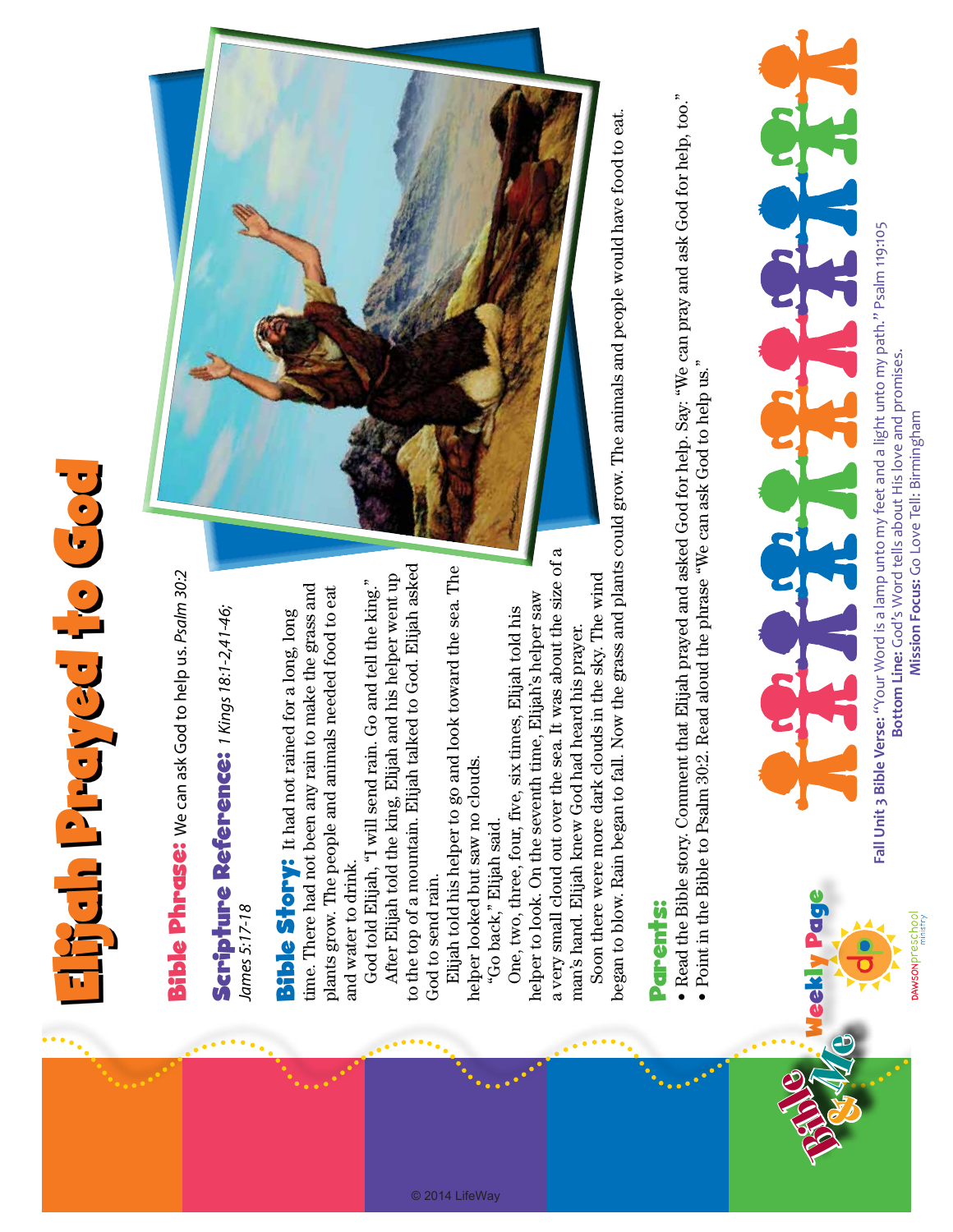# Elijah Prayed to God

**Bible Phrase:** We can ask God to help us. *Psalm 30:2*

**Scripture Reference:** *1 Kings 18:1-2,41-46; James 5:17-18*

**Bible Story:** It had not rained for a long, long time. There had not been any rain to make the grass and plants grow. The people and animals needed food to eat and water to drink.

God told Elijah, "I will send rain. Go and tell the king."

After Elijah told the king, Elijah and his helper went up to the top of a mountain. Elijah talked to God. Elijah asked God to send rain.

Elijah told his helper to go and look toward the sea. The helper looked but saw no clouds.

"Go back," Elijah said.

One, two, three, four, five, six times, Elijah told his helper to look. On the seventh time, Elijah's helper saw a very small cloud out over the sea. It was about the size of a man's hand. Elijah knew God had heard his prayer.

Soon there were more dark clouds in the sky. The wind began to blow. Rain began to fall. Now the grass and plants could grow. The animals and people would have food to eat.

## Parents:

- Read the Bible story. Comment that Elijah prayed and asked God for help. Say: "We can pray and ask God for help, too."
- Point in the Bible to Psalm 30:2. Read aloud the phrase "We can ask God to help us."

**Fall Unit 3 Bible Verse:** "Your Word is a lamp unto my feet and a light unto my path." Psalm 119:105
**Bottom Line:** God's Word tells about His love and promises.
**Mission Focus:** Go Love Tell: Birmingham

Bible & Me Weekly Page

DAWSON preschool ministry

© 2014 LifeWay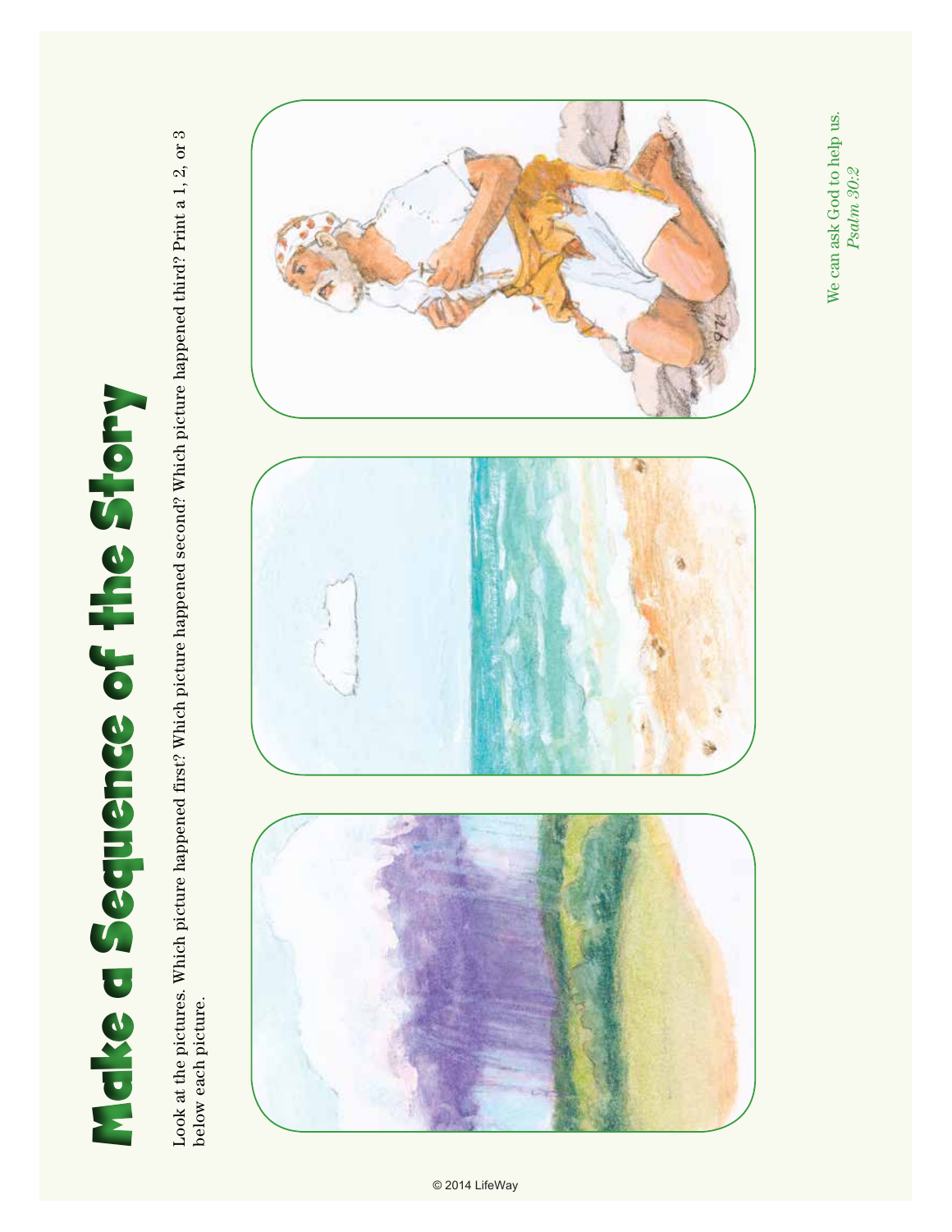# Make a Sequence of the Story

Look at the pictures. Which picture happened first? Which picture happened second? Which picture happened third? Print a 1, 2, or 3 below each picture.

We can ask God to help us.
*Psalm 30:2*

© 2014 LifeWay